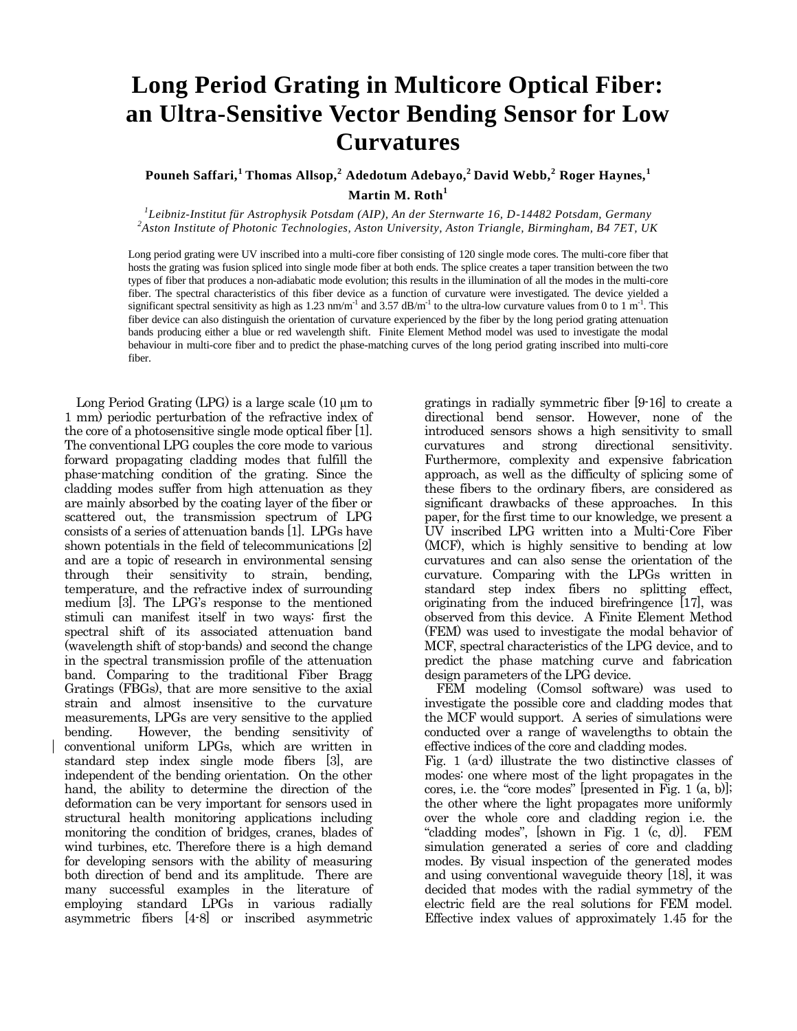# Long Period Grating in Multicore Optical Fiber: an Ultra-Sensitive Vector Bending Sensor for Low Curvatures

**Pouneh Saffari,[1] Thomas Allsop,[2] Adedotum Adebayo,[2] David Webb,[2] Roger Haynes,[1] Martin M. Roth[1]**

*[1]Leibniz-Institut für Astrophysik Potsdam (AIP), An der Sternwarte 16, D-14482 Potsdam, Germany*
*[2]Aston Institute of Photonic Technologies, Aston University, Aston Triangle, Birmingham, B4 7ET, UK*

Long period grating were UV inscribed into a multi-core fiber consisting of 120 single mode cores. The multi-core fiber that hosts the grating was fusion spliced into single mode fiber at both ends. The splice creates a taper transition between the two types of fiber that produces a non-adiabatic mode evolution; this results in the illumination of all the modes in the multi-core fiber. The spectral characteristics of this fiber device as a function of curvature were investigated. The device yielded a significant spectral sensitivity as high as 1.23 nm/m$^{-1}$ and 3.57 dB/m$^{-1}$ to the ultra-low curvature values from 0 to 1 m$^{-1}$. This fiber device can also distinguish the orientation of curvature experienced by the fiber by the long period grating attenuation bands producing either a blue or red wavelength shift. Finite Element Method model was used to investigate the modal behaviour in multi-core fiber and to predict the phase-matching curves of the long period grating inscribed into multi-core fiber.

Long Period Grating (LPG) is a large scale (10 μm to 1 mm) periodic perturbation of the refractive index of the core of a photosensitive single mode optical fiber [1]. The conventional LPG couples the core mode to various forward propagating cladding modes that fulfill the phase-matching condition of the grating. Since the cladding modes suffer from high attenuation as they are mainly absorbed by the coating layer of the fiber or scattered out, the transmission spectrum of LPG consists of a series of attenuation bands [1]. LPGs have shown potentials in the field of telecommunications [2] and are a topic of research in environmental sensing through their sensitivity to strain, bending, temperature, and the refractive index of surrounding medium [3]. The LPG's response to the mentioned stimuli can manifest itself in two ways: first the spectral shift of its associated attenuation band (wavelength shift of stop-bands) and second the change in the spectral transmission profile of the attenuation band. Comparing to the traditional Fiber Bragg Gratings (FBGs), that are more sensitive to the axial strain and almost insensitive to the curvature measurements, LPGs are very sensitive to the applied bending. However, the bending sensitivity of conventional uniform LPGs, which are written in standard step index single mode fibers [3], are independent of the bending orientation. On the other hand, the ability to determine the direction of the deformation can be very important for sensors used in structural health monitoring applications including monitoring the condition of bridges, cranes, blades of wind turbines, etc. Therefore there is a high demand for developing sensors with the ability of measuring both direction of bend and its amplitude. There are many successful examples in the literature of employing standard LPGs in various radially asymmetric fibers [4-8] or inscribed asymmetric gratings in radially symmetric fiber [9-16] to create a directional bend sensor. However, none of the introduced sensors shows a high sensitivity to small curvatures and strong directional sensitivity. Furthermore, complexity and expensive fabrication approach, as well as the difficulty of splicing some of these fibers to the ordinary fibers, are considered as significant drawbacks of these approaches. In this paper, for the first time to our knowledge, we present a UV inscribed LPG written into a Multi-Core Fiber (MCF), which is highly sensitive to bending at low curvatures and can also sense the orientation of the curvature. Comparing with the LPGs written in standard step index fibers no splitting effect, originating from the induced birefringence [17], was observed from this device. A Finite Element Method (FEM) was used to investigate the modal behavior of MCF, spectral characteristics of the LPG device, and to predict the phase matching curve and fabrication design parameters of the LPG device.

FEM modeling (Comsol software) was used to investigate the possible core and cladding modes that the MCF would support. A series of simulations were conducted over a range of wavelengths to obtain the effective indices of the core and cladding modes.

Fig. 1 (a-d) illustrate the two distinctive classes of modes: one where most of the light propagates in the cores, i.e. the "core modes" [presented in Fig. 1 (a, b)]; the other where the light propagates more uniformly over the whole core and cladding region i.e. the "cladding modes", [shown in Fig. 1 (c, d)]. FEM simulation generated a series of core and cladding modes. By visual inspection of the generated modes and using conventional waveguide theory [18], it was decided that modes with the radial symmetry of the electric field are the real solutions for FEM model. Effective index values of approximately 1.45 for the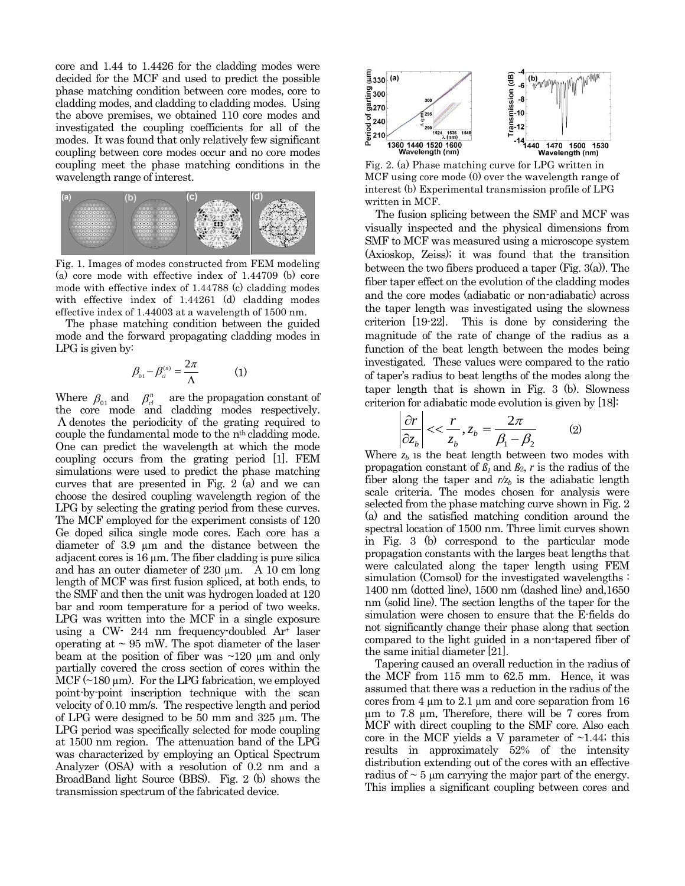core and 1.44 to 1.4426 for the cladding modes were decided for the MCF and used to predict the possible phase matching condition between core modes, core to cladding modes, and cladding to cladding modes. Using the above premises, we obtained 110 core modes and investigated the coupling coefficients for all of the modes. It was found that only relatively few significant coupling between core modes occur and no core modes coupling meet the phase matching conditions in the wavelength range of interest.

Fig. 1. Images of modes constructed from FEM modeling (a) core mode with effective index of 1.44709 (b) core mode with effective index of 1.44788 (c) cladding modes with effective index of 1.44261 (d) cladding modes effective index of 1.44003 at a wavelength of 1500 nm.

The phase matching condition between the guided mode and the forward propagating cladding modes in LPG is given by:

$$\beta_{01} - \beta_{cl}^{(n)} = \frac{2\pi}{\Lambda} \qquad (1)$$

Where $\beta_{01}$ and $\beta_{cl}^{n}$ are the propagation constant of the core mode and cladding modes respectively. $\Lambda$ denotes the periodicity of the grating required to couple the fundamental mode to the n[th] cladding mode. One can predict the wavelength at which the mode coupling occurs from the grating period [1]. FEM simulations were used to predict the phase matching curves that are presented in Fig. 2 (a) and we can choose the desired coupling wavelength region of the LPG by selecting the grating period from these curves. The MCF employed for the experiment consists of 120 Ge doped silica single mode cores. Each core has a diameter of 3.9 μm and the distance between the adjacent cores is 16 μm. The fiber cladding is pure silica and has an outer diameter of 230 μm. A 10 cm long length of MCF was first fusion spliced, at both ends, to the SMF and then the unit was hydrogen loaded at 120 bar and room temperature for a period of two weeks. LPG was written into the MCF in a single exposure using a CW- 244 nm frequency-doubled Ar[+] laser operating at ~ 95 mW. The spot diameter of the laser beam at the position of fiber was ~120 μm and only partially covered the cross section of cores within the MCF (~180 μm). For the LPG fabrication, we employed point-by-point inscription technique with the scan velocity of 0.10 mm/s. The respective length and period of LPG were designed to be 50 mm and 325 μm. The LPG period was specifically selected for mode coupling at 1500 nm region. The attenuation band of the LPG was characterized by employing an Optical Spectrum Analyzer (OSA) with a resolution of 0.2 nm and a BroadBand light Source (BBS). Fig. 2 (b) shows the transmission spectrum of the fabricated device.

Fig. 2. (a) Phase matching curve for LPG written in MCF using core mode (0) over the wavelength range of interest (b) Experimental transmission profile of LPG written in MCF.

The fusion splicing between the SMF and MCF was visually inspected and the physical dimensions from SMF to MCF was measured using a microscope system (Axioskop, Zeiss); it was found that the transition between the two fibers produced a taper (Fig. 3(a)). The fiber taper effect on the evolution of the cladding modes and the core modes (adiabatic or non-adiabatic) across the taper length was investigated using the slowness criterion [19-22]. This is done by considering the magnitude of the rate of change of the radius as a function of the beat length between the modes being investigated. These values were compared to the ratio of taper's radius to beat lengths of the modes along the taper length that is shown in Fig. 3 (b). Slowness criterion for adiabatic mode evolution is given by [18]:

$$\left|\frac{\partial r}{\partial z_b}\right| << \frac{r}{z_b}, z_b = \frac{2\pi}{\beta_1 - \beta_2} \qquad (2)$$

Where $z_b$ is the beat length between two modes with propagation constant of $ß_1$ and $ß_2$, $r$ is the radius of the fiber along the taper and $r/z_b$ is the adiabatic length scale criteria. The modes chosen for analysis were selected from the phase matching curve shown in Fig. 2 (a) and the satisfied matching condition around the spectral location of 1500 nm. Three limit curves shown in Fig. 3 (b) correspond to the particular mode propagation constants with the larges beat lengths that were calculated along the taper length using FEM simulation (Comsol) for the investigated wavelengths : 1400 nm (dotted line), 1500 nm (dashed line) and,1650 nm (solid line). The section lengths of the taper for the simulation were chosen to ensure that the E-fields do not significantly change their phase along that section compared to the light guided in a non-tapered fiber of the same initial diameter [21].

Tapering caused an overall reduction in the radius of the MCF from 115 mm to 62.5 mm. Hence, it was assumed that there was a reduction in the radius of the cores from 4 μm to 2.1 μm and core separation from 16 μm to 7.8 μm. Therefore, there will be 7 cores from MCF with direct coupling to the SMF core. Also each core in the MCF yields a V parameter of ~1.44; this results in approximately 52% of the intensity distribution extending out of the cores with an effective radius of ~ 5 μm carrying the major part of the energy. This implies a significant coupling between cores and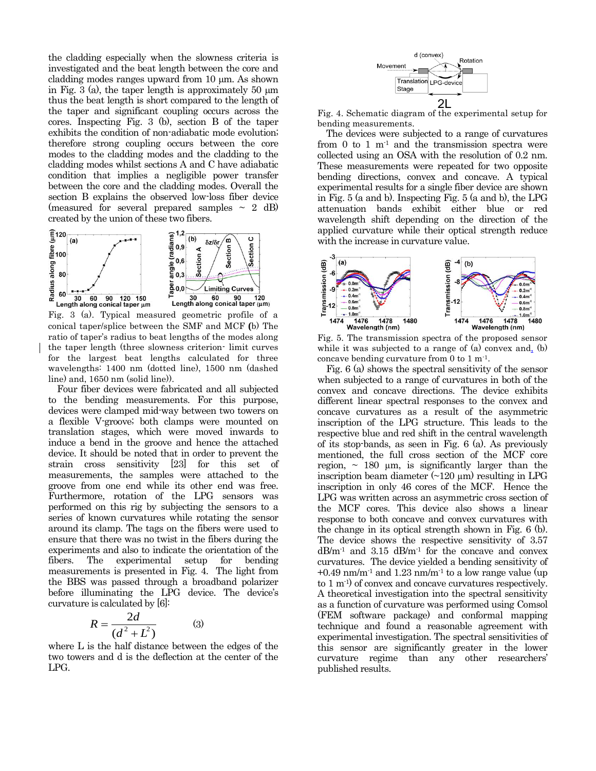the cladding especially when the slowness criteria is investigated and the beat length between the core and cladding modes ranges upward from 10 μm. As shown in Fig. 3 (a), the taper length is approximately 50 μm thus the beat length is short compared to the length of the taper and significant coupling occurs across the cores. Inspecting Fig. 3 (b), section B of the taper exhibits the condition of non-adiabatic mode evolution; therefore strong coupling occurs between the core modes to the cladding modes and the cladding to the cladding modes whilst sections A and C have adiabatic condition that implies a negligible power transfer between the core and the cladding modes. Overall the section B explains the observed low-loss fiber device (measured for several prepared samples ~ 2 dB) created by the union of these two fibers.

Fig. 3 (a). Typical measured geometric profile of a conical taper/splice between the SMF and MCF (b) The ratio of taper's radius to beat lengths of the modes along the taper length (three slowness criterion- limit curves for the largest beat lengths calculated for three wavelengths: 1400 nm (dotted line), 1500 nm (dashed line) and, 1650 nm (solid line)).

Four fiber devices were fabricated and all subjected to the bending measurements. For this purpose, devices were clamped mid-way between two towers on a flexible V-groove; both clamps were mounted on translation stages, which were moved inwards to induce a bend in the groove and hence the attached device. It should be noted that in order to prevent the strain cross sensitivity [23] for this set of measurements, the samples were attached to the groove from one end while its other end was free. Furthermore, rotation of the LPG sensors was performed on this rig by subjecting the sensors to a series of known curvatures while rotating the sensor around its clamp. The tags on the fibers were used to ensure that there was no twist in the fibers during the experiments and also to indicate the orientation of the fibers. The experimental setup for bending measurements is presented in Fig. 4. The light from the BBS was passed through a broadband polarizer before illuminating the LPG device. The device's curvature is calculated by [6]:

$$R = \frac{2d}{(d^2 + L^2)} \qquad (3)$$

where L is the half distance between the edges of the two towers and d is the deflection at the center of the LPG.

Fig. 4. Schematic diagram of the experimental setup for bending measurements.

The devices were subjected to a range of curvatures from 0 to 1 $m^{-1}$ and the transmission spectra were collected using an OSA with the resolution of 0.2 nm. These measurements were repeated for two opposite bending directions, convex and concave. A typical experimental results for a single fiber device are shown in Fig. 5 (a and b). Inspecting Fig. 5 (a and b), the LPG attenuation bands exhibit either blue or red wavelength shift depending on the direction of the applied curvature while their optical strength reduce with the increase in curvature value.

Fig. 5. The transmission spectra of the proposed sensor while it was subjected to a range of (a) convex and, (b) concave bending curvature from 0 to 1 $m^{-1}$.

Fig. 6 (a) shows the spectral sensitivity of the sensor when subjected to a range of curvatures in both of the convex and concave directions. The device exhibits different linear spectral responses to the convex and concave curvatures as a result of the asymmetric inscription of the LPG structure. This leads to the respective blue and red shift in the central wavelength of its stop-bands, as seen in Fig. 6 (a). As previously mentioned, the full cross section of the MCF core region, ~ 180 μm, is significantly larger than the inscription beam diameter (~120 μm) resulting in LPG inscription in only 46 cores of the MCF. Hence the LPG was written across an asymmetric cross section of the MCF cores. This device also shows a linear response to both concave and convex curvatures with the change in its optical strength shown in Fig. 6 (b). The device shows the respective sensitivity of 3.57 dB/$m^{-1}$ and 3.15 dB/$m^{-1}$ for the concave and convex curvatures. The device yielded a bending sensitivity of +0.49 nm/$m^{-1}$ and 1.23 nm/$m^{-1}$ to a low range value (up to 1 $m^{-1}$) of convex and concave curvatures respectively. A theoretical investigation into the spectral sensitivity as a function of curvature was performed using Comsol (FEM software package) and conformal mapping technique and found a reasonable agreement with experimental investigation. The spectral sensitivities of this sensor are significantly greater in the lower curvature regime than any other researchers' published results.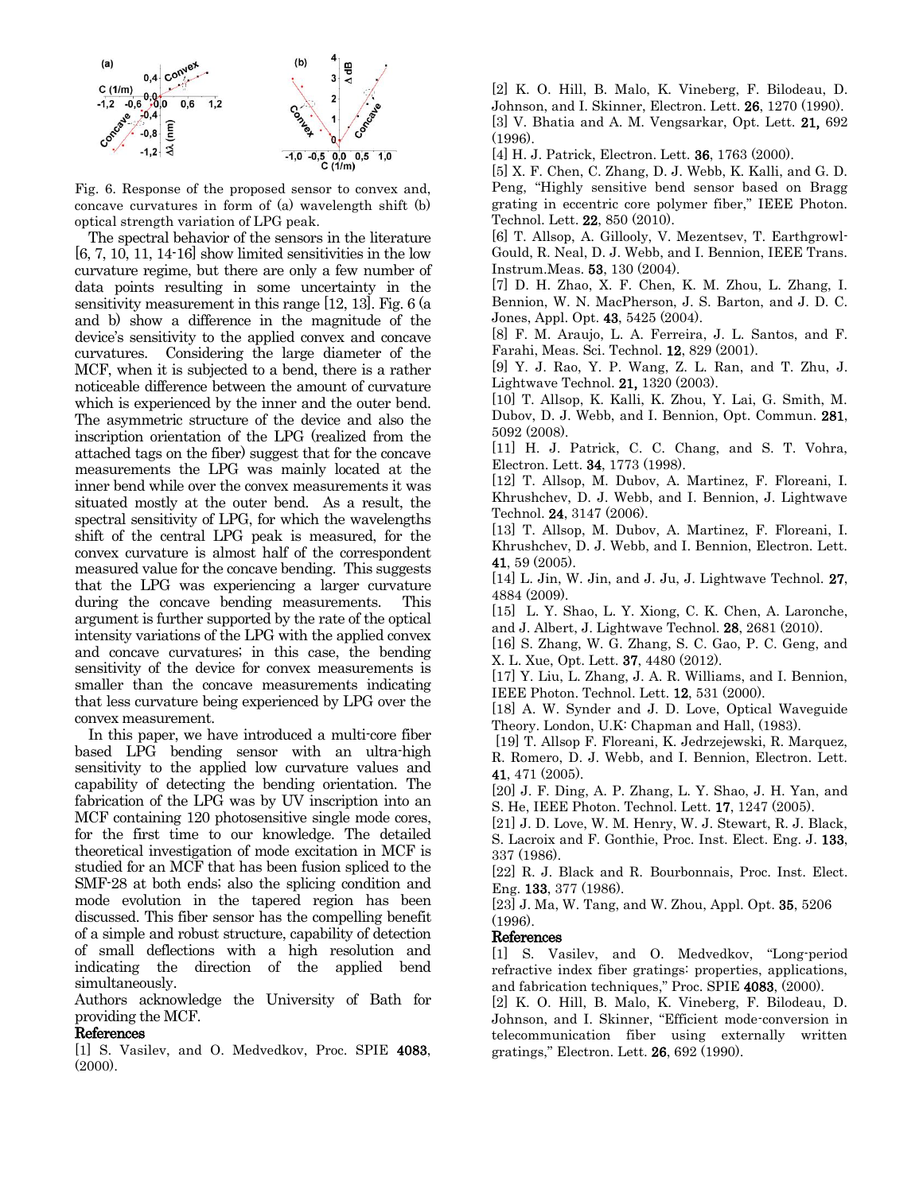Fig. 6. Response of the proposed sensor to convex and, concave curvatures in form of (a) wavelength shift (b) optical strength variation of LPG peak.

The spectral behavior of the sensors in the literature [6, 7, 10, 11, 14-16] show limited sensitivities in the low curvature regime, but there are only a few number of data points resulting in some uncertainty in the sensitivity measurement in this range [12, 13]. Fig. 6 (a and b) show a difference in the magnitude of the device's sensitivity to the applied convex and concave curvatures. Considering the large diameter of the MCF, when it is subjected to a bend, there is a rather noticeable difference between the amount of curvature which is experienced by the inner and the outer bend. The asymmetric structure of the device and also the inscription orientation of the LPG (realized from the attached tags on the fiber) suggest that for the concave measurements the LPG was mainly located at the inner bend while over the convex measurements it was situated mostly at the outer bend. As a result, the spectral sensitivity of LPG, for which the wavelengths shift of the central LPG peak is measured, for the convex curvature is almost half of the correspondent measured value for the concave bending. This suggests that the LPG was experiencing a larger curvature during the concave bending measurements. This argument is further supported by the rate of the optical intensity variations of the LPG with the applied convex and concave curvatures; in this case, the bending sensitivity of the device for convex measurements is smaller than the concave measurements indicating that less curvature being experienced by LPG over the convex measurement.

In this paper, we have introduced a multi-core fiber based LPG bending sensor with an ultra-high sensitivity to the applied low curvature values and capability of detecting the bending orientation. The fabrication of the LPG was by UV inscription into an MCF containing 120 photosensitive single mode cores, for the first time to our knowledge. The detailed theoretical investigation of mode excitation in MCF is studied for an MCF that has been fusion spliced to the SMF-28 at both ends; also the splicing condition and mode evolution in the tapered region has been discussed. This fiber sensor has the compelling benefit of a simple and robust structure, capability of detection of small deflections with a high resolution and indicating the direction of the applied bend simultaneously.

Authors acknowledge the University of Bath for providing the MCF.

**References**

[1] S. Vasilev, and O. Medvedkov, Proc. SPIE **4083**, (2000).

[2] K. O. Hill, B. Malo, K. Vineberg, F. Bilodeau, D. Johnson, and I. Skinner, Electron. Lett. **26**, 1270 (1990).

[3] V. Bhatia and A. M. Vengsarkar, Opt. Lett. **21,** 692 (1996).

[4] H. J. Patrick, Electron. Lett. **36**, 1763 (2000).

[5] X. F. Chen, C. Zhang, D. J. Webb, K. Kalli, and G. D. Peng, "Highly sensitive bend sensor based on Bragg grating in eccentric core polymer fiber," IEEE Photon. Technol. Lett. **22**, 850 (2010).

[6] T. Allsop, A. Gillooly, V. Mezentsev, T. Earthgrowl-Gould, R. Neal, D. J. Webb, and I. Bennion, IEEE Trans. Instrum.Meas. **53**, 130 (2004).

[7] D. H. Zhao, X. F. Chen, K. M. Zhou, L. Zhang, I. Bennion, W. N. MacPherson, J. S. Barton, and J. D. C. Jones, Appl. Opt. **43**, 5425 (2004).

[8] F. M. Araujo, L. A. Ferreira, J. L. Santos, and F. Farahi, Meas. Sci. Technol. **12**, 829 (2001).

[9] Y. J. Rao, Y. P. Wang, Z. L. Ran, and T. Zhu, J. Lightwave Technol. **21,** 1320 (2003).

[10] T. Allsop, K. Kalli, K. Zhou, Y. Lai, G. Smith, M. Dubov, D. J. Webb, and I. Bennion, Opt. Commun. **281**, 5092 (2008).

[11] H. J. Patrick, C. C. Chang, and S. T. Vohra, Electron. Lett. **34**, 1773 (1998).

[12] T. Allsop, M. Dubov, A. Martinez, F. Floreani, I. Khrushchev, D. J. Webb, and I. Bennion, J. Lightwave Technol. **24**, 3147 (2006).

[13] T. Allsop, M. Dubov, A. Martinez, F. Floreani, I. Khrushchev, D. J. Webb, and I. Bennion, Electron. Lett. **41**, 59 (2005).

[14] L. Jin, W. Jin, and J. Ju, J. Lightwave Technol. **27**, 4884 (2009).

[15] L. Y. Shao, L. Y. Xiong, C. K. Chen, A. Laronche, and J. Albert, J. Lightwave Technol. **28**, 2681 (2010).

[16] S. Zhang, W. G. Zhang, S. C. Gao, P. C. Geng, and X. L. Xue, Opt. Lett. **37**, 4480 (2012).

[17] Y. Liu, L. Zhang, J. A. R. Williams, and I. Bennion, IEEE Photon. Technol. Lett. **12**, 531 (2000).

[18] A. W. Synder and J. D. Love, Optical Waveguide Theory. London, U.K: Chapman and Hall, (1983).

[19] T. Allsop F. Floreani, K. Jedrzejewski, R. Marquez, R. Romero, D. J. Webb, and I. Bennion, Electron. Lett. **41**, 471 (2005).

[20] J. F. Ding, A. P. Zhang, L. Y. Shao, J. H. Yan, and S. He, IEEE Photon. Technol. Lett. **17**, 1247 (2005).

[21] J. D. Love, W. M. Henry, W. J. Stewart, R. J. Black, S. Lacroix and F. Gonthie, Proc. Inst. Elect. Eng. J. **133**, 337 (1986).

[22] R. J. Black and R. Bourbonnais, Proc. Inst. Elect. Eng. **133**, 377 (1986).

[23] J. Ma, W. Tang, and W. Zhou, Appl. Opt. **35**, 5206 (1996).

**References**

[1] S. Vasilev, and O. Medvedkov, "Long-period refractive index fiber gratings: properties, applications, and fabrication techniques," Proc. SPIE **4083**, (2000).

[2] K. O. Hill, B. Malo, K. Vineberg, F. Bilodeau, D. Johnson, and I. Skinner, "Efficient mode-conversion in telecommunication fiber using externally written gratings," Electron. Lett. **26**, 692 (1990).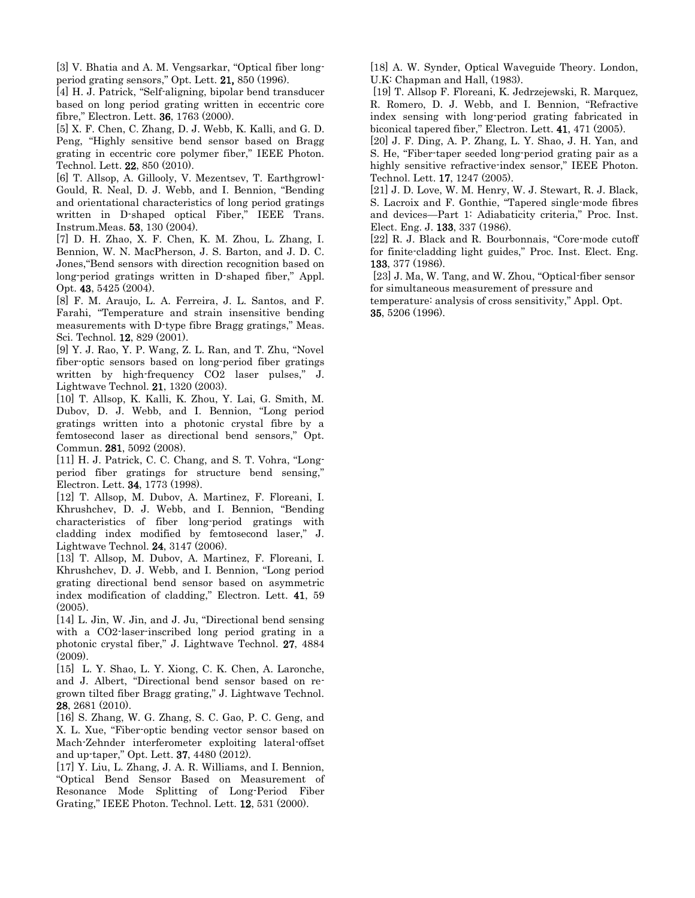[3] V. Bhatia and A. M. Vengsarkar, "Optical fiber long-period grating sensors," Opt. Lett. **21,** 850 (1996).

[4] H. J. Patrick, "Self-aligning, bipolar bend transducer based on long period grating written in eccentric core fibre," Electron. Lett. **36**, 1763 (2000).

[5] X. F. Chen, C. Zhang, D. J. Webb, K. Kalli, and G. D. Peng, "Highly sensitive bend sensor based on Bragg grating in eccentric core polymer fiber," IEEE Photon. Technol. Lett. **22**, 850 (2010).

[6] T. Allsop, A. Gillooly, V. Mezentsev, T. Earthgrowl-Gould, R. Neal, D. J. Webb, and I. Bennion, "Bending and orientational characteristics of long period gratings written in D-shaped optical Fiber," IEEE Trans. Instrum.Meas. **53**, 130 (2004).

[7] D. H. Zhao, X. F. Chen, K. M. Zhou, L. Zhang, I. Bennion, W. N. MacPherson, J. S. Barton, and J. D. C. Jones,"Bend sensors with direction recognition based on long-period gratings written in D-shaped fiber," Appl. Opt. **43**, 5425 (2004).

[8] F. M. Araujo, L. A. Ferreira, J. L. Santos, and F. Farahi, "Temperature and strain insensitive bending measurements with D-type fibre Bragg gratings," Meas. Sci. Technol. **12**, 829 (2001).

[9] Y. J. Rao, Y. P. Wang, Z. L. Ran, and T. Zhu, "Novel fiber-optic sensors based on long-period fiber gratings written by high-frequency CO2 laser pulses," J. Lightwave Technol. **21**, 1320 (2003).

[10] T. Allsop, K. Kalli, K. Zhou, Y. Lai, G. Smith, M. Dubov, D. J. Webb, and I. Bennion, "Long period gratings written into a photonic crystal fibre by a femtosecond laser as directional bend sensors," Opt. Commun. **281**, 5092 (2008).

[11] H. J. Patrick, C. C. Chang, and S. T. Vohra, "Long-period fiber gratings for structure bend sensing," Electron. Lett. **34**, 1773 (1998).

[12] T. Allsop, M. Dubov, A. Martinez, F. Floreani, I. Khrushchev, D. J. Webb, and I. Bennion, "Bending characteristics of fiber long-period gratings with cladding index modified by femtosecond laser," J. Lightwave Technol. **24**, 3147 (2006).

[13] T. Allsop, M. Dubov, A. Martinez, F. Floreani, I. Khrushchev, D. J. Webb, and I. Bennion, "Long period grating directional bend sensor based on asymmetric index modification of cladding," Electron. Lett. **41**, 59 (2005).

[14] L. Jin, W. Jin, and J. Ju, "Directional bend sensing with a CO2-laser-inscribed long period grating in a photonic crystal fiber," J. Lightwave Technol. **27**, 4884 (2009).

[15] L. Y. Shao, L. Y. Xiong, C. K. Chen, A. Laronche, and J. Albert, "Directional bend sensor based on re-grown tilted fiber Bragg grating," J. Lightwave Technol. **28**, 2681 (2010).

[16] S. Zhang, W. G. Zhang, S. C. Gao, P. C. Geng, and X. L. Xue, "Fiber-optic bending vector sensor based on Mach-Zehnder interferometer exploiting lateral-offset and up-taper," Opt. Lett. **37**, 4480 (2012).

[17] Y. Liu, L. Zhang, J. A. R. Williams, and I. Bennion, "Optical Bend Sensor Based on Measurement of Resonance Mode Splitting of Long-Period Fiber Grating," IEEE Photon. Technol. Lett. **12**, 531 (2000).

[18] A. W. Synder, Optical Waveguide Theory. London, U.K: Chapman and Hall, (1983).

[19] T. Allsop F. Floreani, K. Jedrzejewski, R. Marquez, R. Romero, D. J. Webb, and I. Bennion, "Refractive index sensing with long-period grating fabricated in biconical tapered fiber," Electron. Lett. **41**, 471 (2005).

[20] J. F. Ding, A. P. Zhang, L. Y. Shao, J. H. Yan, and S. He, "Fiber-taper seeded long-period grating pair as a highly sensitive refractive-index sensor," IEEE Photon. Technol. Lett. **17**, 1247 (2005).

[21] J. D. Love, W. M. Henry, W. J. Stewart, R. J. Black, S. Lacroix and F. Gonthie, "Tapered single-mode fibres and devices—Part 1: Adiabaticity criteria," Proc. Inst. Elect. Eng. J. **133**, 337 (1986).

[22] R. J. Black and R. Bourbonnais, "Core-mode cutoff for finite-cladding light guides," Proc. Inst. Elect. Eng. **133**, 377 (1986).

[23] J. Ma, W. Tang, and W. Zhou, "Optical-fiber sensor for simultaneous measurement of pressure and temperature: analysis of cross sensitivity," Appl. Opt. **35**, 5206 (1996).